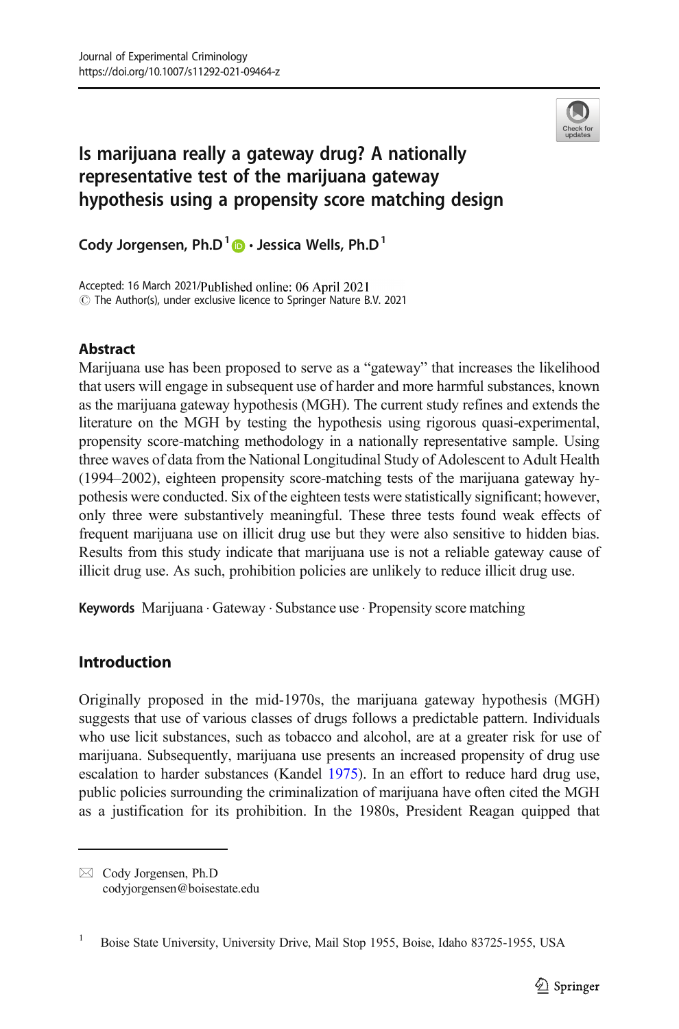Journal of Experimental Criminology
https://doi.org/10.1007/s11292-021-09464-z

# Is marijuana really a gateway drug? A nationally representative test of the marijuana gateway hypothesis using a propensity score matching design

**Cody Jorgensen, Ph.D**[1] · **Jessica Wells, Ph.D**[1]

Accepted: 16 March 2021/Published online: 06 April 2021
© The Author(s), under exclusive licence to Springer Nature B.V. 2021

## Abstract

Marijuana use has been proposed to serve as a "gateway" that increases the likelihood that users will engage in subsequent use of harder and more harmful substances, known as the marijuana gateway hypothesis (MGH). The current study refines and extends the literature on the MGH by testing the hypothesis using rigorous quasi-experimental, propensity score-matching methodology in a nationally representative sample. Using three waves of data from the National Longitudinal Study of Adolescent to Adult Health (1994–2002), eighteen propensity score-matching tests of the marijuana gateway hypothesis were conducted. Six of the eighteen tests were statistically significant; however, only three were substantively meaningful. These three tests found weak effects of frequent marijuana use on illicit drug use but they were also sensitive to hidden bias. Results from this study indicate that marijuana use is not a reliable gateway cause of illicit drug use. As such, prohibition policies are unlikely to reduce illicit drug use.

**Keywords** Marijuana · Gateway · Substance use · Propensity score matching

## Introduction

Originally proposed in the mid-1970s, the marijuana gateway hypothesis (MGH) suggests that use of various classes of drugs follows a predictable pattern. Individuals who use licit substances, such as tobacco and alcohol, are at a greater risk for use of marijuana. Subsequently, marijuana use presents an increased propensity of drug use escalation to harder substances (Kandel 1975). In an effort to reduce hard drug use, public policies surrounding the criminalization of marijuana have often cited the MGH as a justification for its prohibition. In the 1980s, President Reagan quipped that

---

✉ Cody Jorgensen, Ph.D
codyjorgensen@boisestate.edu

[1] Boise State University, University Drive, Mail Stop 1955, Boise, Idaho 83725-1955, USA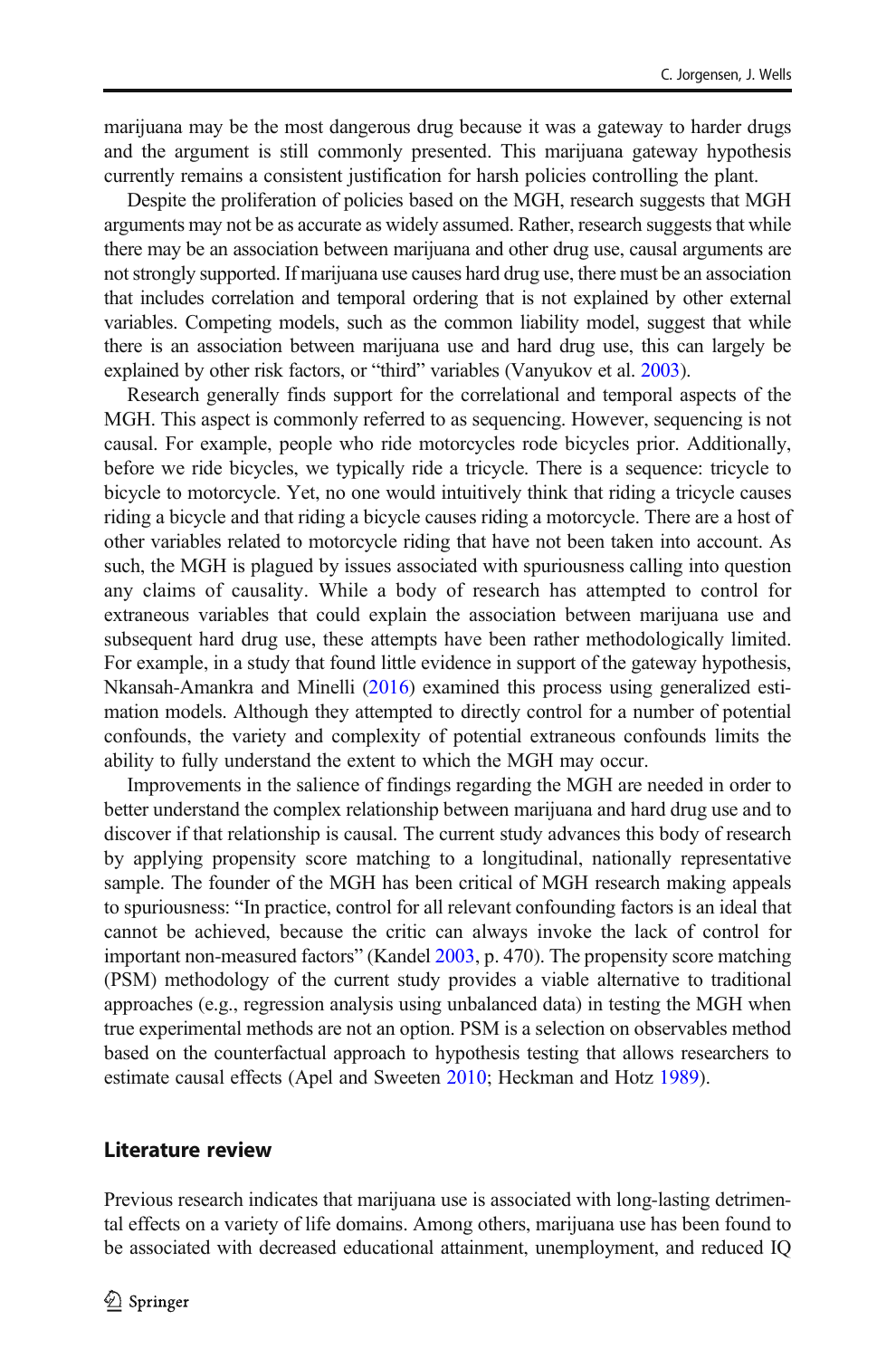marijuana may be the most dangerous drug because it was a gateway to harder drugs and the argument is still commonly presented. This marijuana gateway hypothesis currently remains a consistent justification for harsh policies controlling the plant.

Despite the proliferation of policies based on the MGH, research suggests that MGH arguments may not be as accurate as widely assumed. Rather, research suggests that while there may be an association between marijuana and other drug use, causal arguments are not strongly supported. If marijuana use causes hard drug use, there must be an association that includes correlation and temporal ordering that is not explained by other external variables. Competing models, such as the common liability model, suggest that while there is an association between marijuana use and hard drug use, this can largely be explained by other risk factors, or "third" variables (Vanyukov et al. 2003).

Research generally finds support for the correlational and temporal aspects of the MGH. This aspect is commonly referred to as sequencing. However, sequencing is not causal. For example, people who ride motorcycles rode bicycles prior. Additionally, before we ride bicycles, we typically ride a tricycle. There is a sequence: tricycle to bicycle to motorcycle. Yet, no one would intuitively think that riding a tricycle causes riding a bicycle and that riding a bicycle causes riding a motorcycle. There are a host of other variables related to motorcycle riding that have not been taken into account. As such, the MGH is plagued by issues associated with spuriousness calling into question any claims of causality. While a body of research has attempted to control for extraneous variables that could explain the association between marijuana use and subsequent hard drug use, these attempts have been rather methodologically limited. For example, in a study that found little evidence in support of the gateway hypothesis, Nkansah-Amankra and Minelli (2016) examined this process using generalized estimation models. Although they attempted to directly control for a number of potential confounds, the variety and complexity of potential extraneous confounds limits the ability to fully understand the extent to which the MGH may occur.

Improvements in the salience of findings regarding the MGH are needed in order to better understand the complex relationship between marijuana and hard drug use and to discover if that relationship is causal. The current study advances this body of research by applying propensity score matching to a longitudinal, nationally representative sample. The founder of the MGH has been critical of MGH research making appeals to spuriousness: "In practice, control for all relevant confounding factors is an ideal that cannot be achieved, because the critic can always invoke the lack of control for important non-measured factors" (Kandel 2003, p. 470). The propensity score matching (PSM) methodology of the current study provides a viable alternative to traditional approaches (e.g., regression analysis using unbalanced data) in testing the MGH when true experimental methods are not an option. PSM is a selection on observables method based on the counterfactual approach to hypothesis testing that allows researchers to estimate causal effects (Apel and Sweeten 2010; Heckman and Hotz 1989).

## Literature review

Previous research indicates that marijuana use is associated with long-lasting detrimental effects on a variety of life domains. Among others, marijuana use has been found to be associated with decreased educational attainment, unemployment, and reduced IQ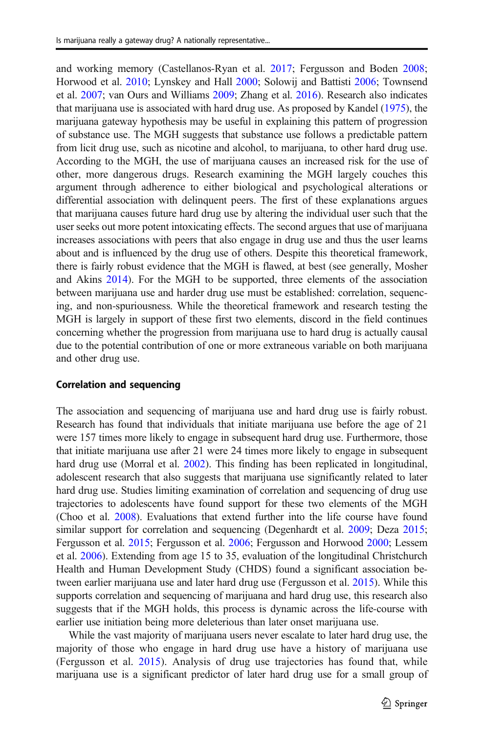and working memory (Castellanos-Ryan et al. 2017; Fergusson and Boden 2008; Horwood et al. 2010; Lynskey and Hall 2000; Solowij and Battisti 2006; Townsend et al. 2007; van Ours and Williams 2009; Zhang et al. 2016). Research also indicates that marijuana use is associated with hard drug use. As proposed by Kandel (1975), the marijuana gateway hypothesis may be useful in explaining this pattern of progression of substance use. The MGH suggests that substance use follows a predictable pattern from licit drug use, such as nicotine and alcohol, to marijuana, to other hard drug use. According to the MGH, the use of marijuana causes an increased risk for the use of other, more dangerous drugs. Research examining the MGH largely couches this argument through adherence to either biological and psychological alterations or differential association with delinquent peers. The first of these explanations argues that marijuana causes future hard drug use by altering the individual user such that the user seeks out more potent intoxicating effects. The second argues that use of marijuana increases associations with peers that also engage in drug use and thus the user learns about and is influenced by the drug use of others. Despite this theoretical framework, there is fairly robust evidence that the MGH is flawed, at best (see generally, Mosher and Akins 2014). For the MGH to be supported, three elements of the association between marijuana use and harder drug use must be established: correlation, sequencing, and non-spuriousness. While the theoretical framework and research testing the MGH is largely in support of these first two elements, discord in the field continues concerning whether the progression from marijuana use to hard drug is actually causal due to the potential contribution of one or more extraneous variable on both marijuana and other drug use.

### Correlation and sequencing

The association and sequencing of marijuana use and hard drug use is fairly robust. Research has found that individuals that initiate marijuana use before the age of 21 were 157 times more likely to engage in subsequent hard drug use. Furthermore, those that initiate marijuana use after 21 were 24 times more likely to engage in subsequent hard drug use (Morral et al. 2002). This finding has been replicated in longitudinal, adolescent research that also suggests that marijuana use significantly related to later hard drug use. Studies limiting examination of correlation and sequencing of drug use trajectories to adolescents have found support for these two elements of the MGH (Choo et al. 2008). Evaluations that extend further into the life course have found similar support for correlation and sequencing (Degenhardt et al. 2009; Deza 2015; Fergusson et al. 2015; Fergusson et al. 2006; Fergusson and Horwood 2000; Lessem et al. 2006). Extending from age 15 to 35, evaluation of the longitudinal Christchurch Health and Human Development Study (CHDS) found a significant association between earlier marijuana use and later hard drug use (Fergusson et al. 2015). While this supports correlation and sequencing of marijuana and hard drug use, this research also suggests that if the MGH holds, this process is dynamic across the life-course with earlier use initiation being more deleterious than later onset marijuana use.

While the vast majority of marijuana users never escalate to later hard drug use, the majority of those who engage in hard drug use have a history of marijuana use (Fergusson et al. 2015). Analysis of drug use trajectories has found that, while marijuana use is a significant predictor of later hard drug use for a small group of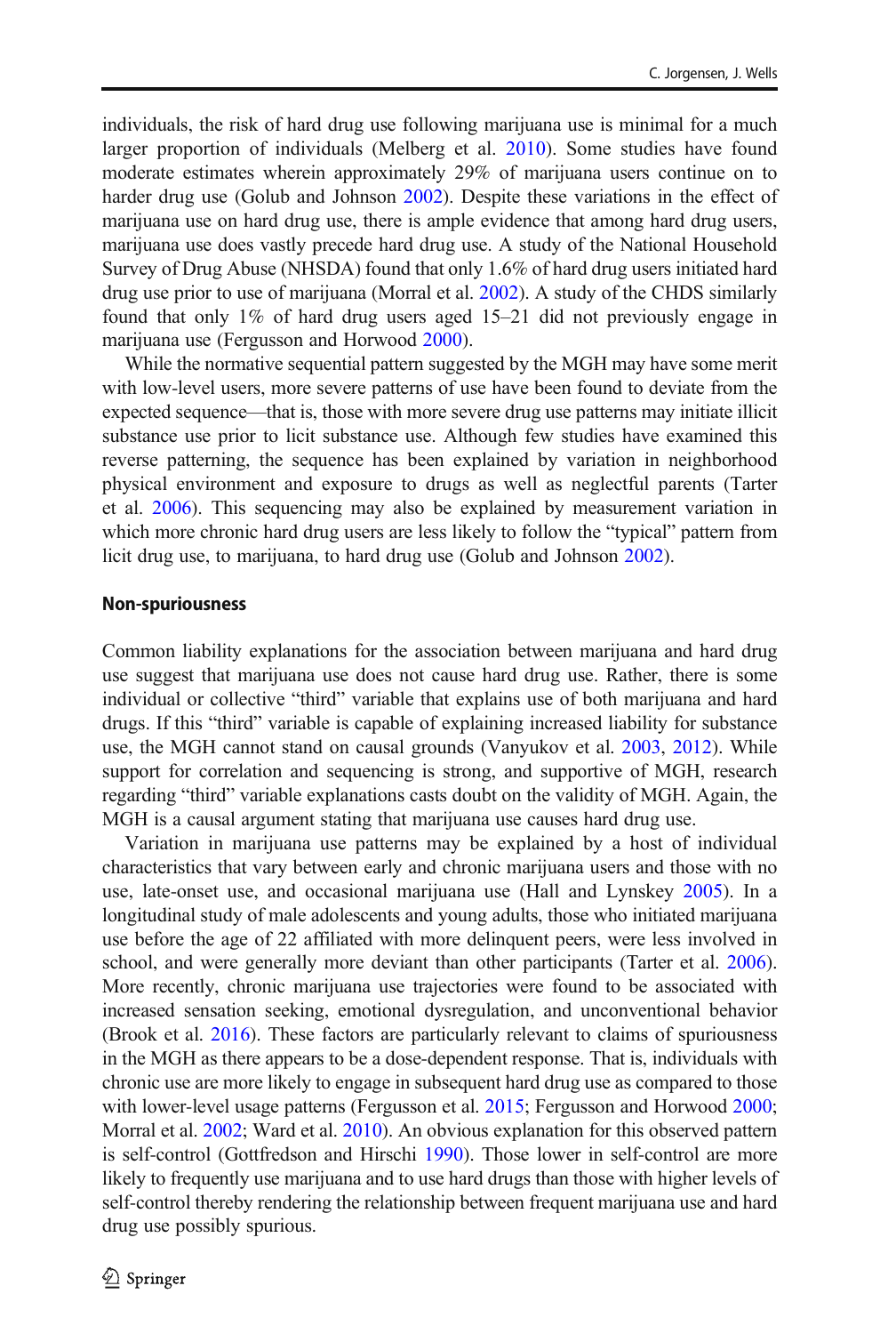individuals, the risk of hard drug use following marijuana use is minimal for a much larger proportion of individuals (Melberg et al. 2010). Some studies have found moderate estimates wherein approximately 29% of marijuana users continue on to harder drug use (Golub and Johnson 2002). Despite these variations in the effect of marijuana use on hard drug use, there is ample evidence that among hard drug users, marijuana use does vastly precede hard drug use. A study of the National Household Survey of Drug Abuse (NHSDA) found that only 1.6% of hard drug users initiated hard drug use prior to use of marijuana (Morral et al. 2002). A study of the CHDS similarly found that only 1% of hard drug users aged 15–21 did not previously engage in marijuana use (Fergusson and Horwood 2000).

While the normative sequential pattern suggested by the MGH may have some merit with low-level users, more severe patterns of use have been found to deviate from the expected sequence—that is, those with more severe drug use patterns may initiate illicit substance use prior to licit substance use. Although few studies have examined this reverse patterning, the sequence has been explained by variation in neighborhood physical environment and exposure to drugs as well as neglectful parents (Tarter et al. 2006). This sequencing may also be explained by measurement variation in which more chronic hard drug users are less likely to follow the "typical" pattern from licit drug use, to marijuana, to hard drug use (Golub and Johnson 2002).

### Non-spuriousness

Common liability explanations for the association between marijuana and hard drug use suggest that marijuana use does not cause hard drug use. Rather, there is some individual or collective "third" variable that explains use of both marijuana and hard drugs. If this "third" variable is capable of explaining increased liability for substance use, the MGH cannot stand on causal grounds (Vanyukov et al. 2003, 2012). While support for correlation and sequencing is strong, and supportive of MGH, research regarding "third" variable explanations casts doubt on the validity of MGH. Again, the MGH is a causal argument stating that marijuana use causes hard drug use.

Variation in marijuana use patterns may be explained by a host of individual characteristics that vary between early and chronic marijuana users and those with no use, late-onset use, and occasional marijuana use (Hall and Lynskey 2005). In a longitudinal study of male adolescents and young adults, those who initiated marijuana use before the age of 22 affiliated with more delinquent peers, were less involved in school, and were generally more deviant than other participants (Tarter et al. 2006). More recently, chronic marijuana use trajectories were found to be associated with increased sensation seeking, emotional dysregulation, and unconventional behavior (Brook et al. 2016). These factors are particularly relevant to claims of spuriousness in the MGH as there appears to be a dose-dependent response. That is, individuals with chronic use are more likely to engage in subsequent hard drug use as compared to those with lower-level usage patterns (Fergusson et al. 2015; Fergusson and Horwood 2000; Morral et al. 2002; Ward et al. 2010). An obvious explanation for this observed pattern is self-control (Gottfredson and Hirschi 1990). Those lower in self-control are more likely to frequently use marijuana and to use hard drugs than those with higher levels of self-control thereby rendering the relationship between frequent marijuana use and hard drug use possibly spurious.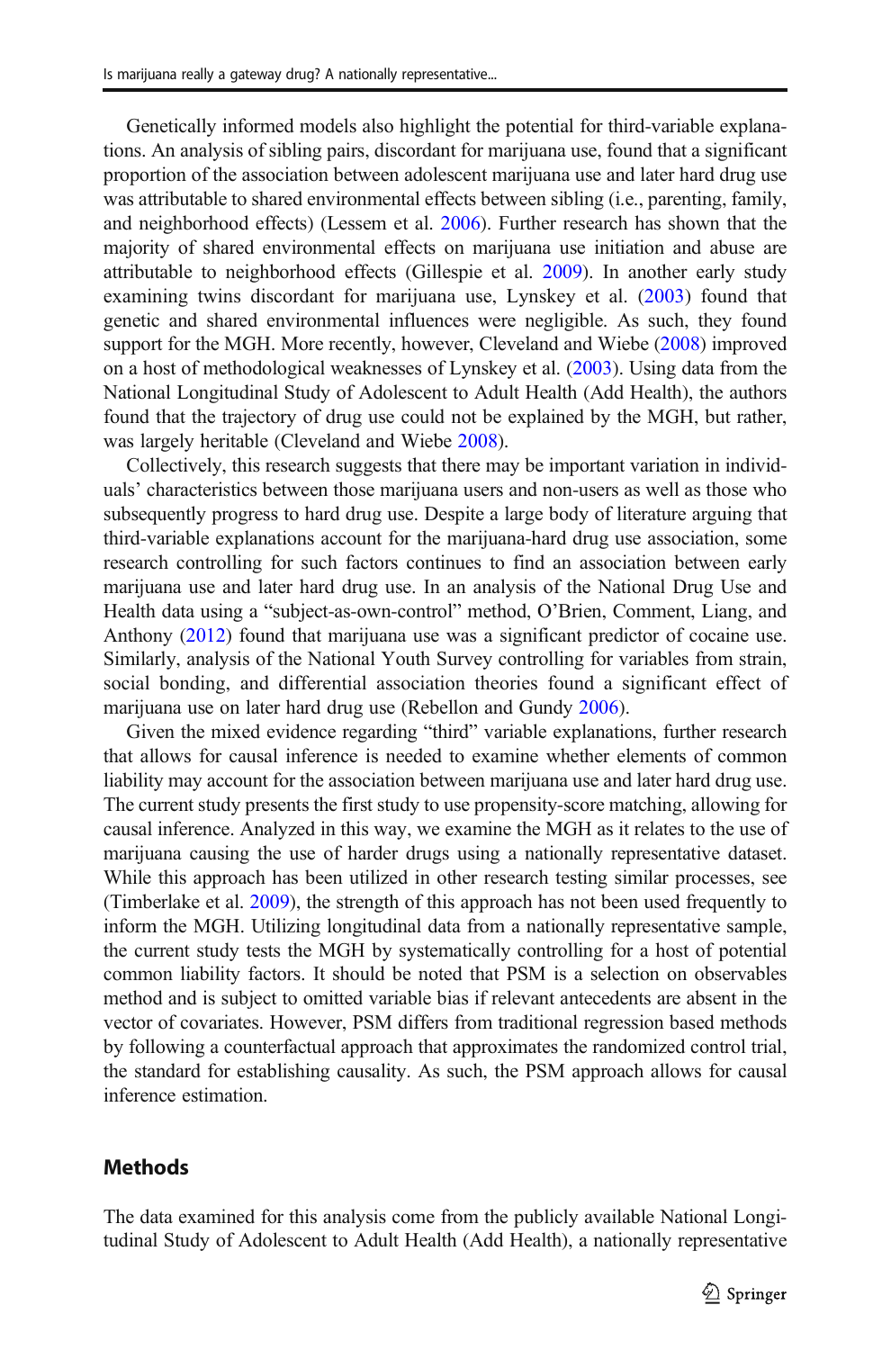Genetically informed models also highlight the potential for third-variable explanations. An analysis of sibling pairs, discordant for marijuana use, found that a significant proportion of the association between adolescent marijuana use and later hard drug use was attributable to shared environmental effects between sibling (i.e., parenting, family, and neighborhood effects) (Lessem et al. 2006). Further research has shown that the majority of shared environmental effects on marijuana use initiation and abuse are attributable to neighborhood effects (Gillespie et al. 2009). In another early study examining twins discordant for marijuana use, Lynskey et al. (2003) found that genetic and shared environmental influences were negligible. As such, they found support for the MGH. More recently, however, Cleveland and Wiebe (2008) improved on a host of methodological weaknesses of Lynskey et al. (2003). Using data from the National Longitudinal Study of Adolescent to Adult Health (Add Health), the authors found that the trajectory of drug use could not be explained by the MGH, but rather, was largely heritable (Cleveland and Wiebe 2008).

Collectively, this research suggests that there may be important variation in individuals' characteristics between those marijuana users and non-users as well as those who subsequently progress to hard drug use. Despite a large body of literature arguing that third-variable explanations account for the marijuana-hard drug use association, some research controlling for such factors continues to find an association between early marijuana use and later hard drug use. In an analysis of the National Drug Use and Health data using a "subject-as-own-control" method, O'Brien, Comment, Liang, and Anthony (2012) found that marijuana use was a significant predictor of cocaine use. Similarly, analysis of the National Youth Survey controlling for variables from strain, social bonding, and differential association theories found a significant effect of marijuana use on later hard drug use (Rebellon and Gundy 2006).

Given the mixed evidence regarding "third" variable explanations, further research that allows for causal inference is needed to examine whether elements of common liability may account for the association between marijuana use and later hard drug use. The current study presents the first study to use propensity-score matching, allowing for causal inference. Analyzed in this way, we examine the MGH as it relates to the use of marijuana causing the use of harder drugs using a nationally representative dataset. While this approach has been utilized in other research testing similar processes, see (Timberlake et al. 2009), the strength of this approach has not been used frequently to inform the MGH. Utilizing longitudinal data from a nationally representative sample, the current study tests the MGH by systematically controlling for a host of potential common liability factors. It should be noted that PSM is a selection on observables method and is subject to omitted variable bias if relevant antecedents are absent in the vector of covariates. However, PSM differs from traditional regression based methods by following a counterfactual approach that approximates the randomized control trial, the standard for establishing causality. As such, the PSM approach allows for causal inference estimation.

## Methods

The data examined for this analysis come from the publicly available National Longitudinal Study of Adolescent to Adult Health (Add Health), a nationally representative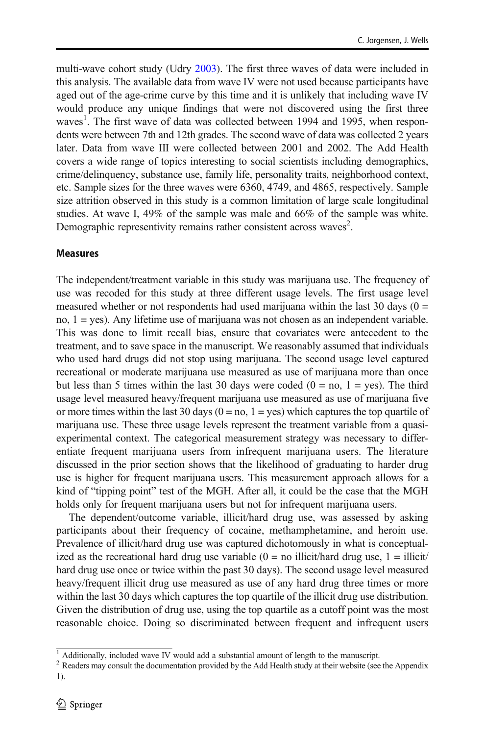multi-wave cohort study (Udry 2003). The first three waves of data were included in this analysis. The available data from wave IV were not used because participants have aged out of the age-crime curve by this time and it is unlikely that including wave IV would produce any unique findings that were not discovered using the first three waves[1]. The first wave of data was collected between 1994 and 1995, when respondents were between 7th and 12th grades. The second wave of data was collected 2 years later. Data from wave III were collected between 2001 and 2002. The Add Health covers a wide range of topics interesting to social scientists including demographics, crime/delinquency, substance use, family life, personality traits, neighborhood context, etc. Sample sizes for the three waves were 6360, 4749, and 4865, respectively. Sample size attrition observed in this study is a common limitation of large scale longitudinal studies. At wave I, 49% of the sample was male and 66% of the sample was white. Demographic representivity remains rather consistent across waves[2].

### Measures

The independent/treatment variable in this study was marijuana use. The frequency of use was recoded for this study at three different usage levels. The first usage level measured whether or not respondents had used marijuana within the last 30 days (0 = no, 1 = yes). Any lifetime use of marijuana was not chosen as an independent variable. This was done to limit recall bias, ensure that covariates were antecedent to the treatment, and to save space in the manuscript. We reasonably assumed that individuals who used hard drugs did not stop using marijuana. The second usage level captured recreational or moderate marijuana use measured as use of marijuana more than once but less than 5 times within the last 30 days were coded (0 = no, 1 = yes). The third usage level measured heavy/frequent marijuana use measured as use of marijuana five or more times within the last 30 days (0 = no, 1 = yes) which captures the top quartile of marijuana use. These three usage levels represent the treatment variable from a quasi-experimental context. The categorical measurement strategy was necessary to differentiate frequent marijuana users from infrequent marijuana users. The literature discussed in the prior section shows that the likelihood of graduating to harder drug use is higher for frequent marijuana users. This measurement approach allows for a kind of "tipping point" test of the MGH. After all, it could be the case that the MGH holds only for frequent marijuana users but not for infrequent marijuana users.

The dependent/outcome variable, illicit/hard drug use, was assessed by asking participants about their frequency of cocaine, methamphetamine, and heroin use. Prevalence of illicit/hard drug use was captured dichotomously in what is conceptualized as the recreational hard drug use variable (0 = no illicit/hard drug use, 1 = illicit/hard drug use once or twice within the past 30 days). The second usage level measured heavy/frequent illicit drug use measured as use of any hard drug three times or more within the last 30 days which captures the top quartile of the illicit drug use distribution. Given the distribution of drug use, using the top quartile as a cutoff point was the most reasonable choice. Doing so discriminated between frequent and infrequent users

---

[1] Additionally, included wave IV would add a substantial amount of length to the manuscript.

[2] Readers may consult the documentation provided by the Add Health study at their website (see the Appendix 1).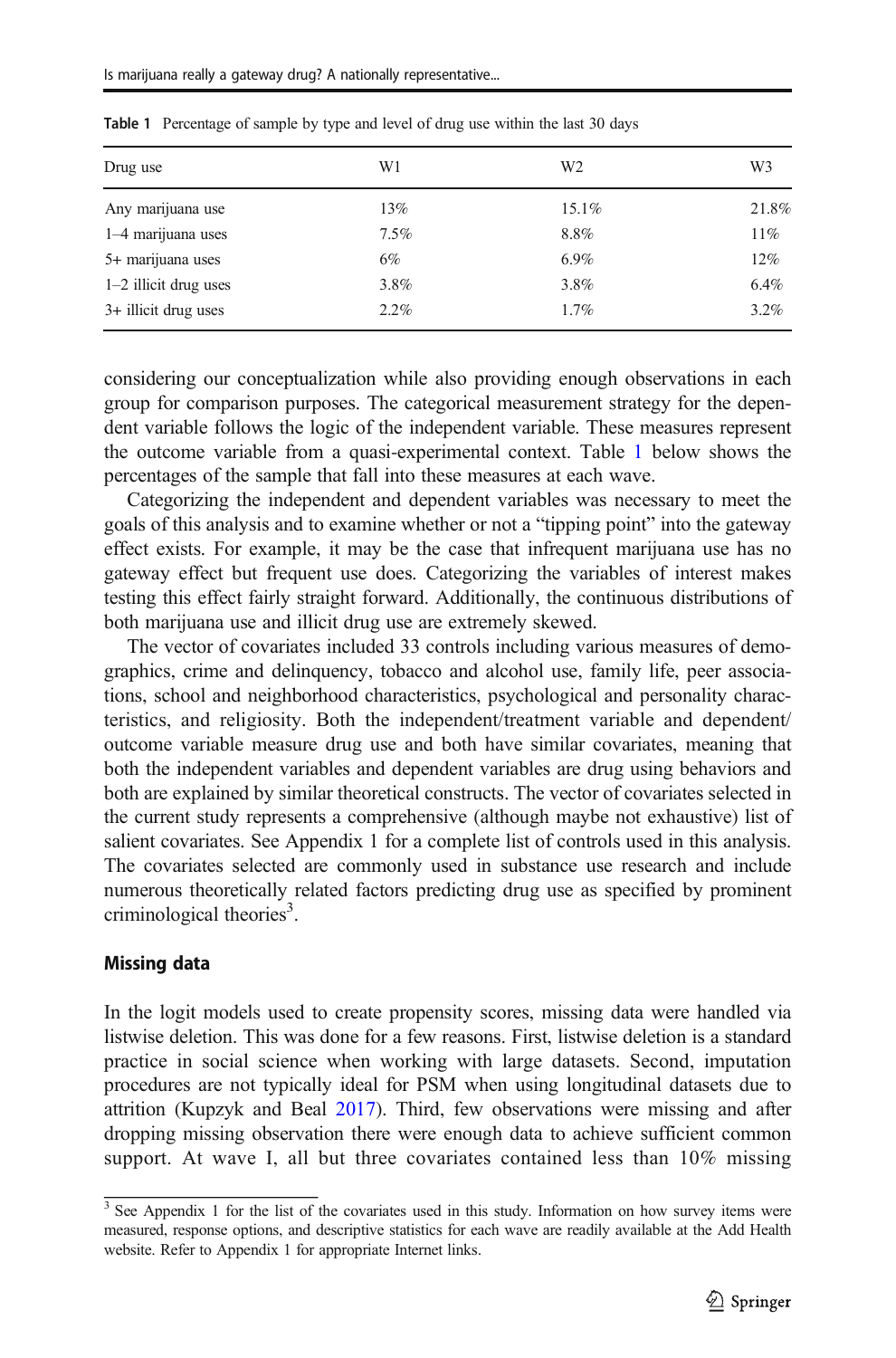**Table 1** Percentage of sample by type and level of drug use within the last 30 days

| Drug use | W1 | W2 | W3 |
|---|---|---|---|
| Any marijuana use | 13% | 15.1% | 21.8% |
| 1–4 marijuana uses | 7.5% | 8.8% | 11% |
| 5+ marijuana uses | 6% | 6.9% | 12% |
| 1–2 illicit drug uses | 3.8% | 3.8% | 6.4% |
| 3+ illicit drug uses | 2.2% | 1.7% | 3.2% |

considering our conceptualization while also providing enough observations in each group for comparison purposes. The categorical measurement strategy for the dependent variable follows the logic of the independent variable. These measures represent the outcome variable from a quasi-experimental context. Table 1 below shows the percentages of the sample that fall into these measures at each wave.

Categorizing the independent and dependent variables was necessary to meet the goals of this analysis and to examine whether or not a "tipping point" into the gateway effect exists. For example, it may be the case that infrequent marijuana use has no gateway effect but frequent use does. Categorizing the variables of interest makes testing this effect fairly straight forward. Additionally, the continuous distributions of both marijuana use and illicit drug use are extremely skewed.

The vector of covariates included 33 controls including various measures of demographics, crime and delinquency, tobacco and alcohol use, family life, peer associations, school and neighborhood characteristics, psychological and personality characteristics, and religiosity. Both the independent/treatment variable and dependent/outcome variable measure drug use and both have similar covariates, meaning that both the independent variables and dependent variables are drug using behaviors and both are explained by similar theoretical constructs. The vector of covariates selected in the current study represents a comprehensive (although maybe not exhaustive) list of salient covariates. See Appendix 1 for a complete list of controls used in this analysis. The covariates selected are commonly used in substance use research and include numerous theoretically related factors predicting drug use as specified by prominent criminological theories[3].

### Missing data

In the logit models used to create propensity scores, missing data were handled via listwise deletion. This was done for a few reasons. First, listwise deletion is a standard practice in social science when working with large datasets. Second, imputation procedures are not typically ideal for PSM when using longitudinal datasets due to attrition (Kupzyk and Beal 2017). Third, few observations were missing and after dropping missing observation there were enough data to achieve sufficient common support. At wave I, all but three covariates contained less than 10% missing

[3] See Appendix 1 for the list of the covariates used in this study. Information on how survey items were measured, response options, and descriptive statistics for each wave are readily available at the Add Health website. Refer to Appendix 1 for appropriate Internet links.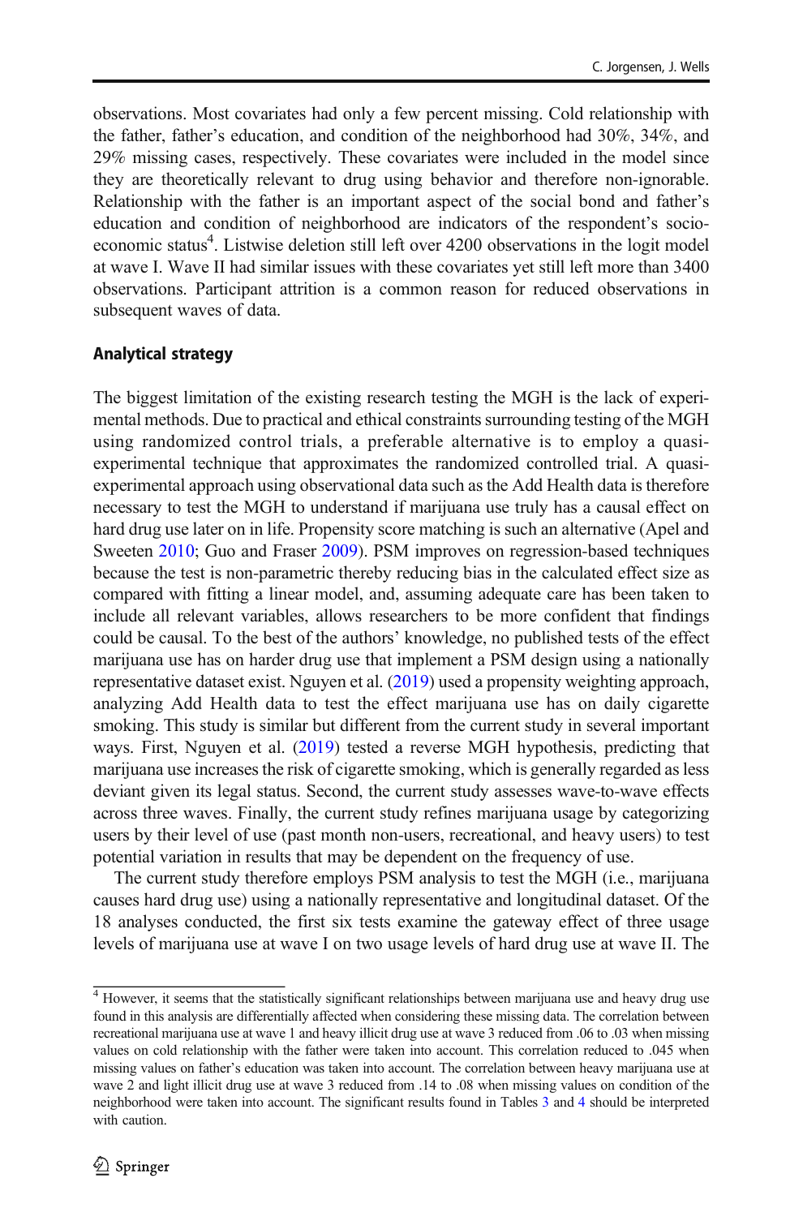observations. Most covariates had only a few percent missing. Cold relationship with the father, father's education, and condition of the neighborhood had 30%, 34%, and 29% missing cases, respectively. These covariates were included in the model since they are theoretically relevant to drug using behavior and therefore non-ignorable. Relationship with the father is an important aspect of the social bond and father's education and condition of neighborhood are indicators of the respondent's socio-economic status[4]. Listwise deletion still left over 4200 observations in the logit model at wave I. Wave II had similar issues with these covariates yet still left more than 3400 observations. Participant attrition is a common reason for reduced observations in subsequent waves of data.

### Analytical strategy

The biggest limitation of the existing research testing the MGH is the lack of experimental methods. Due to practical and ethical constraints surrounding testing of the MGH using randomized control trials, a preferable alternative is to employ a quasi-experimental technique that approximates the randomized controlled trial. A quasi-experimental approach using observational data such as the Add Health data is therefore necessary to test the MGH to understand if marijuana use truly has a causal effect on hard drug use later on in life. Propensity score matching is such an alternative (Apel and Sweeten 2010; Guo and Fraser 2009). PSM improves on regression-based techniques because the test is non-parametric thereby reducing bias in the calculated effect size as compared with fitting a linear model, and, assuming adequate care has been taken to include all relevant variables, allows researchers to be more confident that findings could be causal. To the best of the authors' knowledge, no published tests of the effect marijuana use has on harder drug use that implement a PSM design using a nationally representative dataset exist. Nguyen et al. (2019) used a propensity weighting approach, analyzing Add Health data to test the effect marijuana use has on daily cigarette smoking. This study is similar but different from the current study in several important ways. First, Nguyen et al. (2019) tested a reverse MGH hypothesis, predicting that marijuana use increases the risk of cigarette smoking, which is generally regarded as less deviant given its legal status. Second, the current study assesses wave-to-wave effects across three waves. Finally, the current study refines marijuana usage by categorizing users by their level of use (past month non-users, recreational, and heavy users) to test potential variation in results that may be dependent on the frequency of use.

The current study therefore employs PSM analysis to test the MGH (i.e., marijuana causes hard drug use) using a nationally representative and longitudinal dataset. Of the 18 analyses conducted, the first six tests examine the gateway effect of three usage levels of marijuana use at wave I on two usage levels of hard drug use at wave II. The

[4] However, it seems that the statistically significant relationships between marijuana use and heavy drug use found in this analysis are differentially affected when considering these missing data. The correlation between recreational marijuana use at wave 1 and heavy illicit drug use at wave 3 reduced from .06 to .03 when missing values on cold relationship with the father were taken into account. This correlation reduced to .045 when missing values on father's education was taken into account. The correlation between heavy marijuana use at wave 2 and light illicit drug use at wave 3 reduced from .14 to .08 when missing values on condition of the neighborhood were taken into account. The significant results found in Tables 3 and 4 should be interpreted with caution.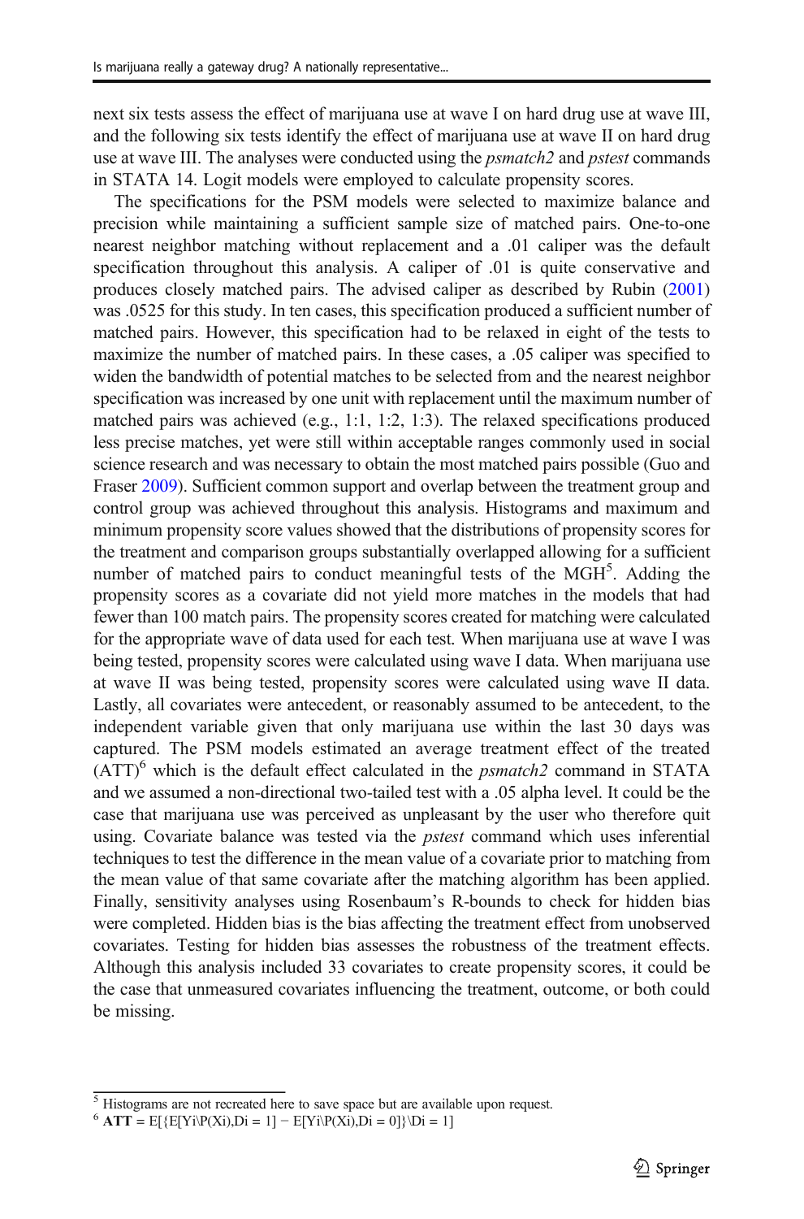next six tests assess the effect of marijuana use at wave I on hard drug use at wave III, and the following six tests identify the effect of marijuana use at wave II on hard drug use at wave III. The analyses were conducted using the *psmatch2* and *pstest* commands in STATA 14. Logit models were employed to calculate propensity scores.

The specifications for the PSM models were selected to maximize balance and precision while maintaining a sufficient sample size of matched pairs. One-to-one nearest neighbor matching without replacement and a .01 caliper was the default specification throughout this analysis. A caliper of .01 is quite conservative and produces closely matched pairs. The advised caliper as described by Rubin (2001) was .0525 for this study. In ten cases, this specification produced a sufficient number of matched pairs. However, this specification had to be relaxed in eight of the tests to maximize the number of matched pairs. In these cases, a .05 caliper was specified to widen the bandwidth of potential matches to be selected from and the nearest neighbor specification was increased by one unit with replacement until the maximum number of matched pairs was achieved (e.g., 1:1, 1:2, 1:3). The relaxed specifications produced less precise matches, yet were still within acceptable ranges commonly used in social science research and was necessary to obtain the most matched pairs possible (Guo and Fraser 2009). Sufficient common support and overlap between the treatment group and control group was achieved throughout this analysis. Histograms and maximum and minimum propensity score values showed that the distributions of propensity scores for the treatment and comparison groups substantially overlapped allowing for a sufficient number of matched pairs to conduct meaningful tests of the MGH[5]. Adding the propensity scores as a covariate did not yield more matches in the models that had fewer than 100 match pairs. The propensity scores created for matching were calculated for the appropriate wave of data used for each test. When marijuana use at wave I was being tested, propensity scores were calculated using wave I data. When marijuana use at wave II was being tested, propensity scores were calculated using wave II data. Lastly, all covariates were antecedent, or reasonably assumed to be antecedent, to the independent variable given that only marijuana use within the last 30 days was captured. The PSM models estimated an average treatment effect of the treated (ATT)[6] which is the default effect calculated in the *psmatch2* command in STATA and we assumed a non-directional two-tailed test with a .05 alpha level. It could be the case that marijuana use was perceived as unpleasant by the user who therefore quit using. Covariate balance was tested via the *pstest* command which uses inferential techniques to test the difference in the mean value of a covariate prior to matching from the mean value of that same covariate after the matching algorithm has been applied. Finally, sensitivity analyses using Rosenbaum's R-bounds to check for hidden bias were completed. Hidden bias is the bias affecting the treatment effect from unobserved covariates. Testing for hidden bias assesses the robustness of the treatment effects. Although this analysis included 33 covariates to create propensity scores, it could be the case that unmeasured covariates influencing the treatment, outcome, or both could be missing.

---

[5] Histograms are not recreated here to save space but are available upon request.

[6] **ATT** = $E[\{E[Y_i \backslash P(X_i), D_i = 1] - E[Y_i \backslash P(X_i), D_i = 0]\} \backslash D_i = 1]$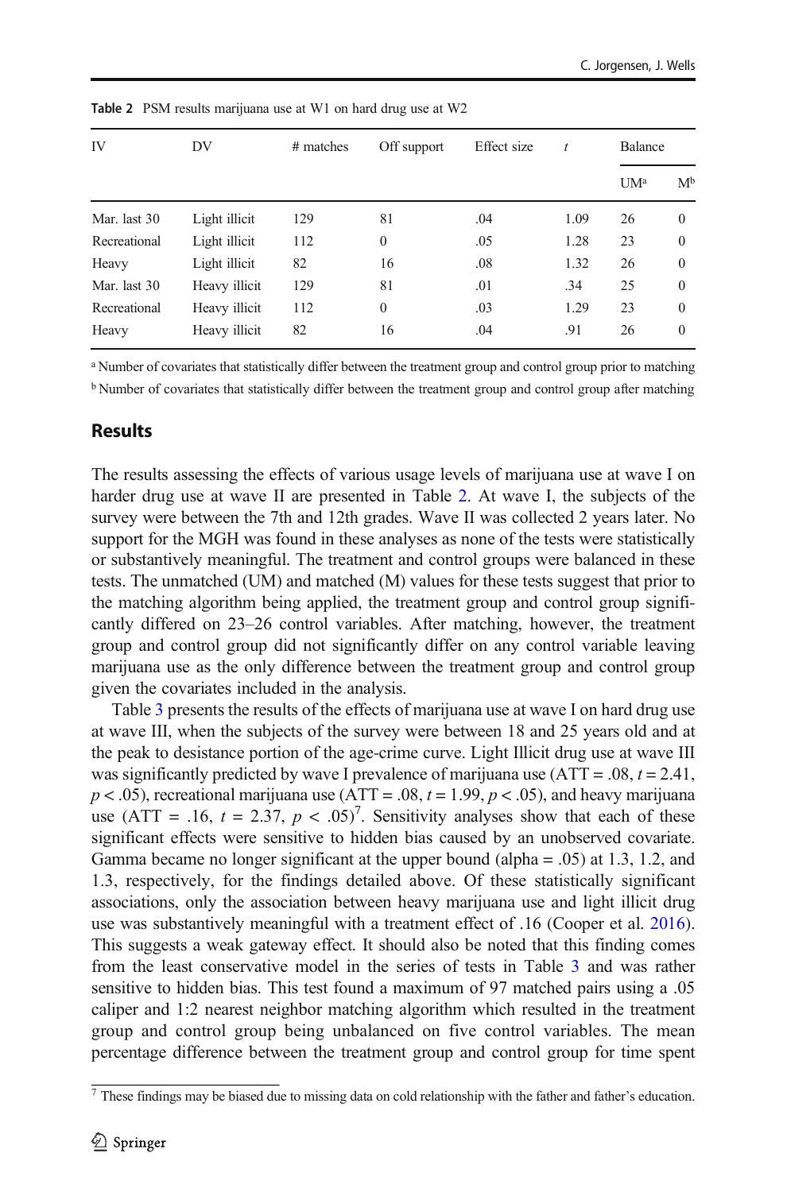**Table 2** PSM results marijuana use at W1 on hard drug use at W2

| IV | DV | # matches | Off support | Effect size | *t* | Balance | |
|---|---|---|---|---|---|---|---|
| | | | | | | UM[a] | M[b] |
| Mar. last 30 | Light illicit | 129 | 81 | .04 | 1.09 | 26 | 0 |
| Recreational | Light illicit | 112 | 0 | .05 | 1.28 | 23 | 0 |
| Heavy | Light illicit | 82 | 16 | .08 | 1.32 | 26 | 0 |
| Mar. last 30 | Heavy illicit | 129 | 81 | .01 | .34 | 25 | 0 |
| Recreational | Heavy illicit | 112 | 0 | .03 | 1.29 | 23 | 0 |
| Heavy | Heavy illicit | 82 | 16 | .04 | .91 | 26 | 0 |

[a] Number of covariates that statistically differ between the treatment group and control group prior to matching

[b] Number of covariates that statistically differ between the treatment group and control group after matching

## Results

The results assessing the effects of various usage levels of marijuana use at wave I on harder drug use at wave II are presented in Table 2. At wave I, the subjects of the survey were between the 7th and 12th grades. Wave II was collected 2 years later. No support for the MGH was found in these analyses as none of the tests were statistically or substantively meaningful. The treatment and control groups were balanced in these tests. The unmatched (UM) and matched (M) values for these tests suggest that prior to the matching algorithm being applied, the treatment group and control group significantly differed on 23–26 control variables. After matching, however, the treatment group and control group did not significantly differ on any control variable leaving marijuana use as the only difference between the treatment group and control group given the covariates included in the analysis.

Table 3 presents the results of the effects of marijuana use at wave I on hard drug use at wave III, when the subjects of the survey were between 18 and 25 years old and at the peak to desistance portion of the age-crime curve. Light Illicit drug use at wave III was significantly predicted by wave I prevalence of marijuana use (ATT = .08, $t = 2.41$, $p < .05$), recreational marijuana use (ATT = .08, $t = 1.99$, $p < .05$), and heavy marijuana use (ATT = .16, $t = 2.37$, $p < .05$)[7]. Sensitivity analyses show that each of these significant effects were sensitive to hidden bias caused by an unobserved covariate. Gamma became no longer significant at the upper bound (alpha = .05) at 1.3, 1.2, and 1.3, respectively, for the findings detailed above. Of these statistically significant associations, only the association between heavy marijuana use and light illicit drug use was substantively meaningful with a treatment effect of .16 (Cooper et al. 2016). This suggests a weak gateway effect. It should also be noted that this finding comes from the least conservative model in the series of tests in Table 3 and was rather sensitive to hidden bias. This test found a maximum of 97 matched pairs using a .05 caliper and 1:2 nearest neighbor matching algorithm which resulted in the treatment group and control group being unbalanced on five control variables. The mean percentage difference between the treatment group and control group for time spent

[7] These findings may be biased due to missing data on cold relationship with the father and father's education.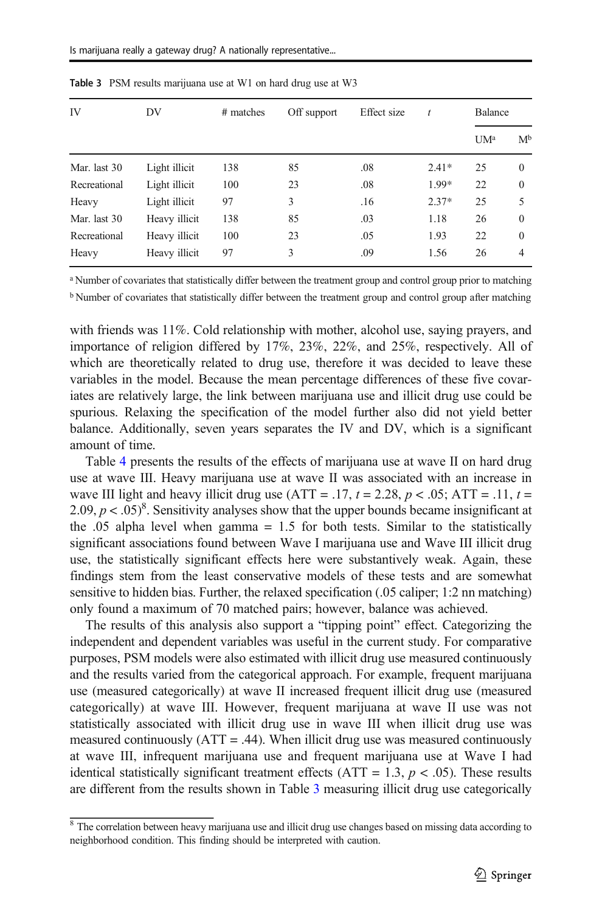**Table 3** PSM results marijuana use at W1 on hard drug use at W3

| IV | DV | # matches | Off support | Effect size | *t* | Balance | |
|---|---|---|---|---|---|---|---|
| | | | | | | UM[a] | M[b] |
| Mar. last 30 | Light illicit | 138 | 85 | .08 | 2.41* | 25 | 0 |
| Recreational | Light illicit | 100 | 23 | .08 | 1.99* | 22 | 0 |
| Heavy | Light illicit | 97 | 3 | .16 | 2.37* | 25 | 5 |
| Mar. last 30 | Heavy illicit | 138 | 85 | .03 | 1.18 | 26 | 0 |
| Recreational | Heavy illicit | 100 | 23 | .05 | 1.93 | 22 | 0 |
| Heavy | Heavy illicit | 97 | 3 | .09 | 1.56 | 26 | 4 |

[a] Number of covariates that statistically differ between the treatment group and control group prior to matching

[b] Number of covariates that statistically differ between the treatment group and control group after matching

with friends was 11%. Cold relationship with mother, alcohol use, saying prayers, and importance of religion differed by 17%, 23%, 22%, and 25%, respectively. All of which are theoretically related to drug use, therefore it was decided to leave these variables in the model. Because the mean percentage differences of these five covariates are relatively large, the link between marijuana use and illicit drug use could be spurious. Relaxing the specification of the model further also did not yield better balance. Additionally, seven years separates the IV and DV, which is a significant amount of time.

Table 4 presents the results of the effects of marijuana use at wave II on hard drug use at wave III. Heavy marijuana use at wave II was associated with an increase in wave III light and heavy illicit drug use (ATT = .17, $t = 2.28$, $p < .05$; ATT = .11, $t = 2.09$, $p < .05$)[8]. Sensitivity analyses show that the upper bounds became insignificant at the .05 alpha level when gamma = 1.5 for both tests. Similar to the statistically significant associations found between Wave I marijuana use and Wave III illicit drug use, the statistically significant effects here were substantively weak. Again, these findings stem from the least conservative models of these tests and are somewhat sensitive to hidden bias. Further, the relaxed specification (.05 caliper; 1:2 nn matching) only found a maximum of 70 matched pairs; however, balance was achieved.

The results of this analysis also support a "tipping point" effect. Categorizing the independent and dependent variables was useful in the current study. For comparative purposes, PSM models were also estimated with illicit drug use measured continuously and the results varied from the categorical approach. For example, frequent marijuana use (measured categorically) at wave II increased frequent illicit drug use (measured categorically) at wave III. However, frequent marijuana at wave II use was not statistically associated with illicit drug use in wave III when illicit drug use was measured continuously (ATT = .44). When illicit drug use was measured continuously at wave III, infrequent marijuana use and frequent marijuana use at Wave I had identical statistically significant treatment effects (ATT = 1.3, $p < .05$). These results are different from the results shown in Table 3 measuring illicit drug use categorically

[8] The correlation between heavy marijuana use and illicit drug use changes based on missing data according to neighborhood condition. This finding should be interpreted with caution.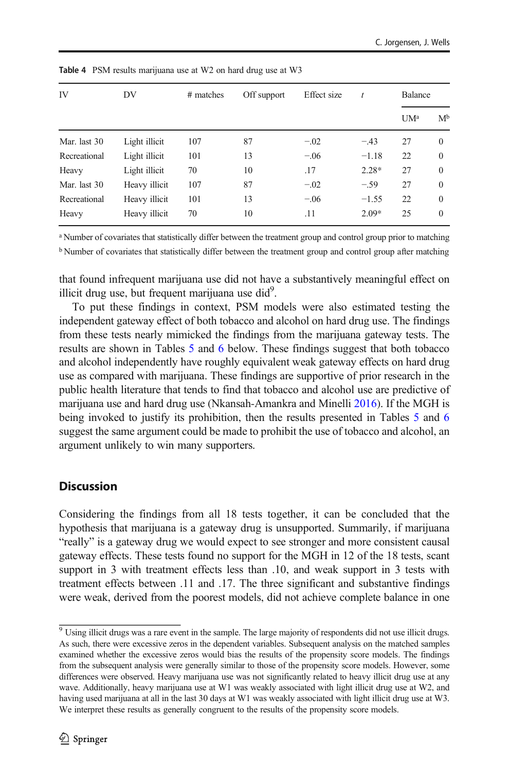**Table 4** PSM results marijuana use at W2 on hard drug use at W3

| IV | DV | # matches | Off support | Effect size | *t* | Balance | |
|---|---|---|---|---|---|---|---|
| | | | | | | UM[a] | M[b] |
| Mar. last 30 | Light illicit | 107 | 87 | −.02 | −.43 | 27 | 0 |
| Recreational | Light illicit | 101 | 13 | −.06 | −1.18 | 22 | 0 |
| Heavy | Light illicit | 70 | 10 | .17 | 2.28* | 27 | 0 |
| Mar. last 30 | Heavy illicit | 107 | 87 | −.02 | −.59 | 27 | 0 |
| Recreational | Heavy illicit | 101 | 13 | −.06 | −1.55 | 22 | 0 |
| Heavy | Heavy illicit | 70 | 10 | .11 | 2.09* | 25 | 0 |

[a] Number of covariates that statistically differ between the treatment group and control group prior to matching

[b] Number of covariates that statistically differ between the treatment group and control group after matching

that found infrequent marijuana use did not have a substantively meaningful effect on illicit drug use, but frequent marijuana use did[9].

To put these findings in context, PSM models were also estimated testing the independent gateway effect of both tobacco and alcohol on hard drug use. The findings from these tests nearly mimicked the findings from the marijuana gateway tests. The results are shown in Tables 5 and 6 below. These findings suggest that both tobacco and alcohol independently have roughly equivalent weak gateway effects on hard drug use as compared with marijuana. These findings are supportive of prior research in the public health literature that tends to find that tobacco and alcohol use are predictive of marijuana use and hard drug use (Nkansah-Amankra and Minelli 2016). If the MGH is being invoked to justify its prohibition, then the results presented in Tables 5 and 6 suggest the same argument could be made to prohibit the use of tobacco and alcohol, an argument unlikely to win many supporters.

## Discussion

Considering the findings from all 18 tests together, it can be concluded that the hypothesis that marijuana is a gateway drug is unsupported. Summarily, if marijuana "really" is a gateway drug we would expect to see stronger and more consistent causal gateway effects. These tests found no support for the MGH in 12 of the 18 tests, scant support in 3 with treatment effects less than .10, and weak support in 3 tests with treatment effects between .11 and .17. The three significant and substantive findings were weak, derived from the poorest models, did not achieve complete balance in one

[9] Using illicit drugs was a rare event in the sample. The large majority of respondents did not use illicit drugs. As such, there were excessive zeros in the dependent variables. Subsequent analysis on the matched samples examined whether the excessive zeros would bias the results of the propensity score models. The findings from the subsequent analysis were generally similar to those of the propensity score models. However, some differences were observed. Heavy marijuana use was not significantly related to heavy illicit drug use at any wave. Additionally, heavy marijuana use at W1 was weakly associated with light illicit drug use at W2, and having used marijuana at all in the last 30 days at W1 was weakly associated with light illicit drug use at W3. We interpret these results as generally congruent to the results of the propensity score models.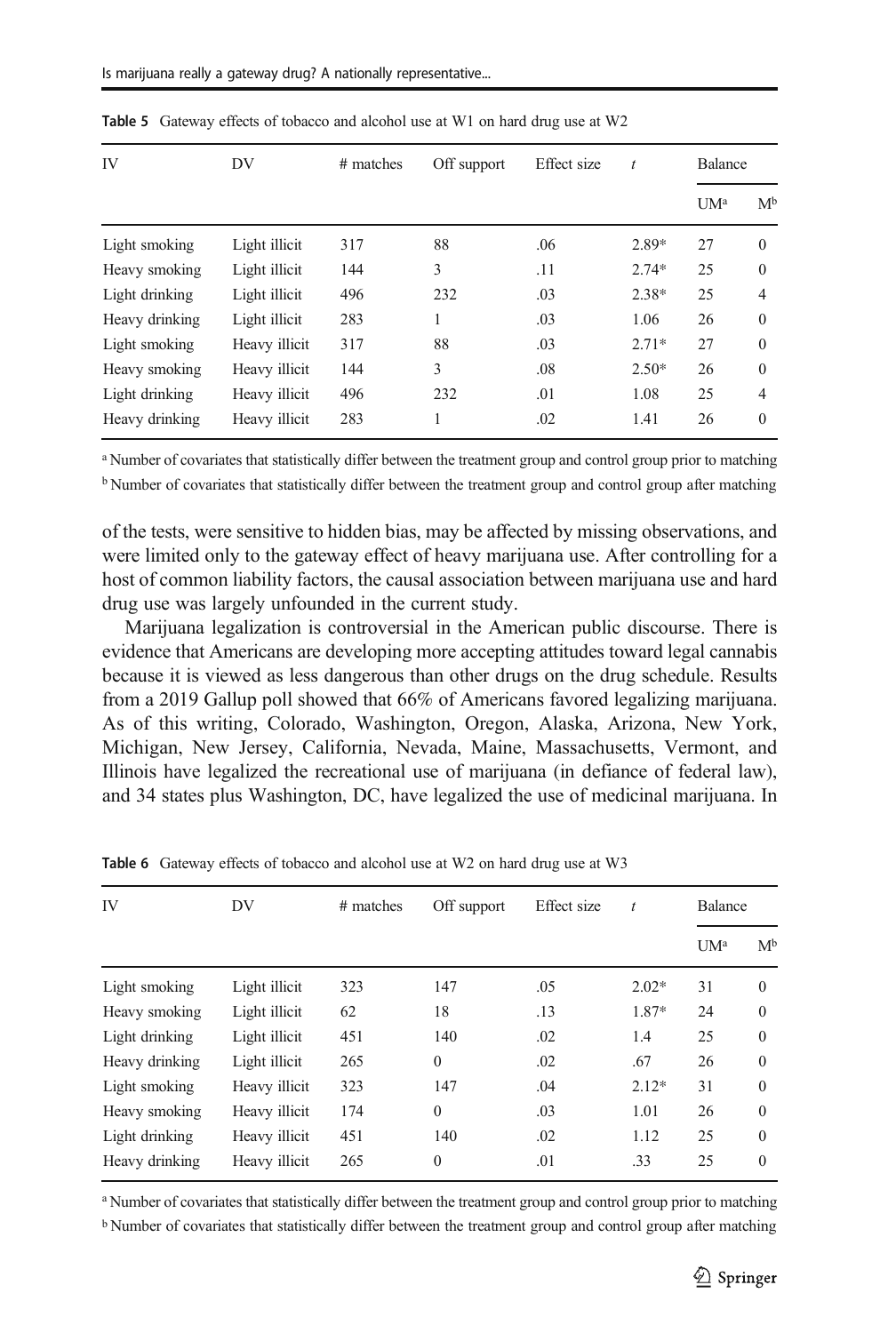**Table 5** Gateway effects of tobacco and alcohol use at W1 on hard drug use at W2

| IV | DV | # matches | Off support | Effect size | $t$ | Balance | |
|---|---|---|---|---|---|---|---|
| | | | | | | UM[a] | M[b] |
| Light smoking | Light illicit | 317 | 88 | .06 | 2.89* | 27 | 0 |
| Heavy smoking | Light illicit | 144 | 3 | .11 | 2.74* | 25 | 0 |
| Light drinking | Light illicit | 496 | 232 | .03 | 2.38* | 25 | 4 |
| Heavy drinking | Light illicit | 283 | 1 | .03 | 1.06 | 26 | 0 |
| Light smoking | Heavy illicit | 317 | 88 | .03 | 2.71* | 27 | 0 |
| Heavy smoking | Heavy illicit | 144 | 3 | .08 | 2.50* | 26 | 0 |
| Light drinking | Heavy illicit | 496 | 232 | .01 | 1.08 | 25 | 4 |
| Heavy drinking | Heavy illicit | 283 | 1 | .02 | 1.41 | 26 | 0 |

[a] Number of covariates that statistically differ between the treatment group and control group prior to matching

[b] Number of covariates that statistically differ between the treatment group and control group after matching

of the tests, were sensitive to hidden bias, may be affected by missing observations, and were limited only to the gateway effect of heavy marijuana use. After controlling for a host of common liability factors, the causal association between marijuana use and hard drug use was largely unfounded in the current study.

Marijuana legalization is controversial in the American public discourse. There is evidence that Americans are developing more accepting attitudes toward legal cannabis because it is viewed as less dangerous than other drugs on the drug schedule. Results from a 2019 Gallup poll showed that 66% of Americans favored legalizing marijuana. As of this writing, Colorado, Washington, Oregon, Alaska, Arizona, New York, Michigan, New Jersey, California, Nevada, Maine, Massachusetts, Vermont, and Illinois have legalized the recreational use of marijuana (in defiance of federal law), and 34 states plus Washington, DC, have legalized the use of medicinal marijuana. In

**Table 6** Gateway effects of tobacco and alcohol use at W2 on hard drug use at W3

| IV | DV | # matches | Off support | Effect size | $t$ | Balance | |
|---|---|---|---|---|---|---|---|
| | | | | | | UM[a] | M[b] |
| Light smoking | Light illicit | 323 | 147 | .05 | 2.02* | 31 | 0 |
| Heavy smoking | Light illicit | 62 | 18 | .13 | 1.87* | 24 | 0 |
| Light drinking | Light illicit | 451 | 140 | .02 | 1.4 | 25 | 0 |
| Heavy drinking | Light illicit | 265 | 0 | .02 | .67 | 26 | 0 |
| Light smoking | Heavy illicit | 323 | 147 | .04 | 2.12* | 31 | 0 |
| Heavy smoking | Heavy illicit | 174 | 0 | .03 | 1.01 | 26 | 0 |
| Light drinking | Heavy illicit | 451 | 140 | .02 | 1.12 | 25 | 0 |
| Heavy drinking | Heavy illicit | 265 | 0 | .01 | .33 | 25 | 0 |

[a] Number of covariates that statistically differ between the treatment group and control group prior to matching

[b] Number of covariates that statistically differ between the treatment group and control group after matching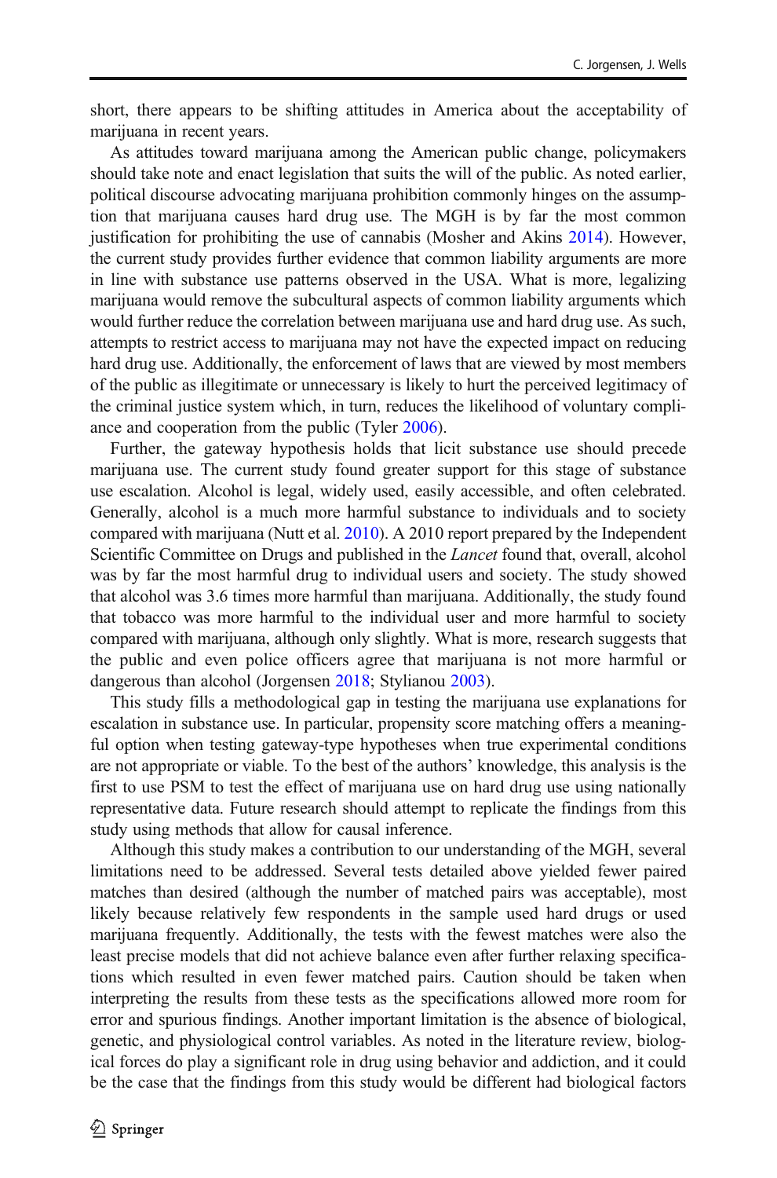short, there appears to be shifting attitudes in America about the acceptability of marijuana in recent years.

As attitudes toward marijuana among the American public change, policymakers should take note and enact legislation that suits the will of the public. As noted earlier, political discourse advocating marijuana prohibition commonly hinges on the assumption that marijuana causes hard drug use. The MGH is by far the most common justification for prohibiting the use of cannabis (Mosher and Akins 2014). However, the current study provides further evidence that common liability arguments are more in line with substance use patterns observed in the USA. What is more, legalizing marijuana would remove the subcultural aspects of common liability arguments which would further reduce the correlation between marijuana use and hard drug use. As such, attempts to restrict access to marijuana may not have the expected impact on reducing hard drug use. Additionally, the enforcement of laws that are viewed by most members of the public as illegitimate or unnecessary is likely to hurt the perceived legitimacy of the criminal justice system which, in turn, reduces the likelihood of voluntary compliance and cooperation from the public (Tyler 2006).

Further, the gateway hypothesis holds that licit substance use should precede marijuana use. The current study found greater support for this stage of substance use escalation. Alcohol is legal, widely used, easily accessible, and often celebrated. Generally, alcohol is a much more harmful substance to individuals and to society compared with marijuana (Nutt et al. 2010). A 2010 report prepared by the Independent Scientific Committee on Drugs and published in the *Lancet* found that, overall, alcohol was by far the most harmful drug to individual users and society. The study showed that alcohol was 3.6 times more harmful than marijuana. Additionally, the study found that tobacco was more harmful to the individual user and more harmful to society compared with marijuana, although only slightly. What is more, research suggests that the public and even police officers agree that marijuana is not more harmful or dangerous than alcohol (Jorgensen 2018; Stylianou 2003).

This study fills a methodological gap in testing the marijuana use explanations for escalation in substance use. In particular, propensity score matching offers a meaningful option when testing gateway-type hypotheses when true experimental conditions are not appropriate or viable. To the best of the authors' knowledge, this analysis is the first to use PSM to test the effect of marijuana use on hard drug use using nationally representative data. Future research should attempt to replicate the findings from this study using methods that allow for causal inference.

Although this study makes a contribution to our understanding of the MGH, several limitations need to be addressed. Several tests detailed above yielded fewer paired matches than desired (although the number of matched pairs was acceptable), most likely because relatively few respondents in the sample used hard drugs or used marijuana frequently. Additionally, the tests with the fewest matches were also the least precise models that did not achieve balance even after further relaxing specifications which resulted in even fewer matched pairs. Caution should be taken when interpreting the results from these tests as the specifications allowed more room for error and spurious findings. Another important limitation is the absence of biological, genetic, and physiological control variables. As noted in the literature review, biological forces do play a significant role in drug using behavior and addiction, and it could be the case that the findings from this study would be different had biological factors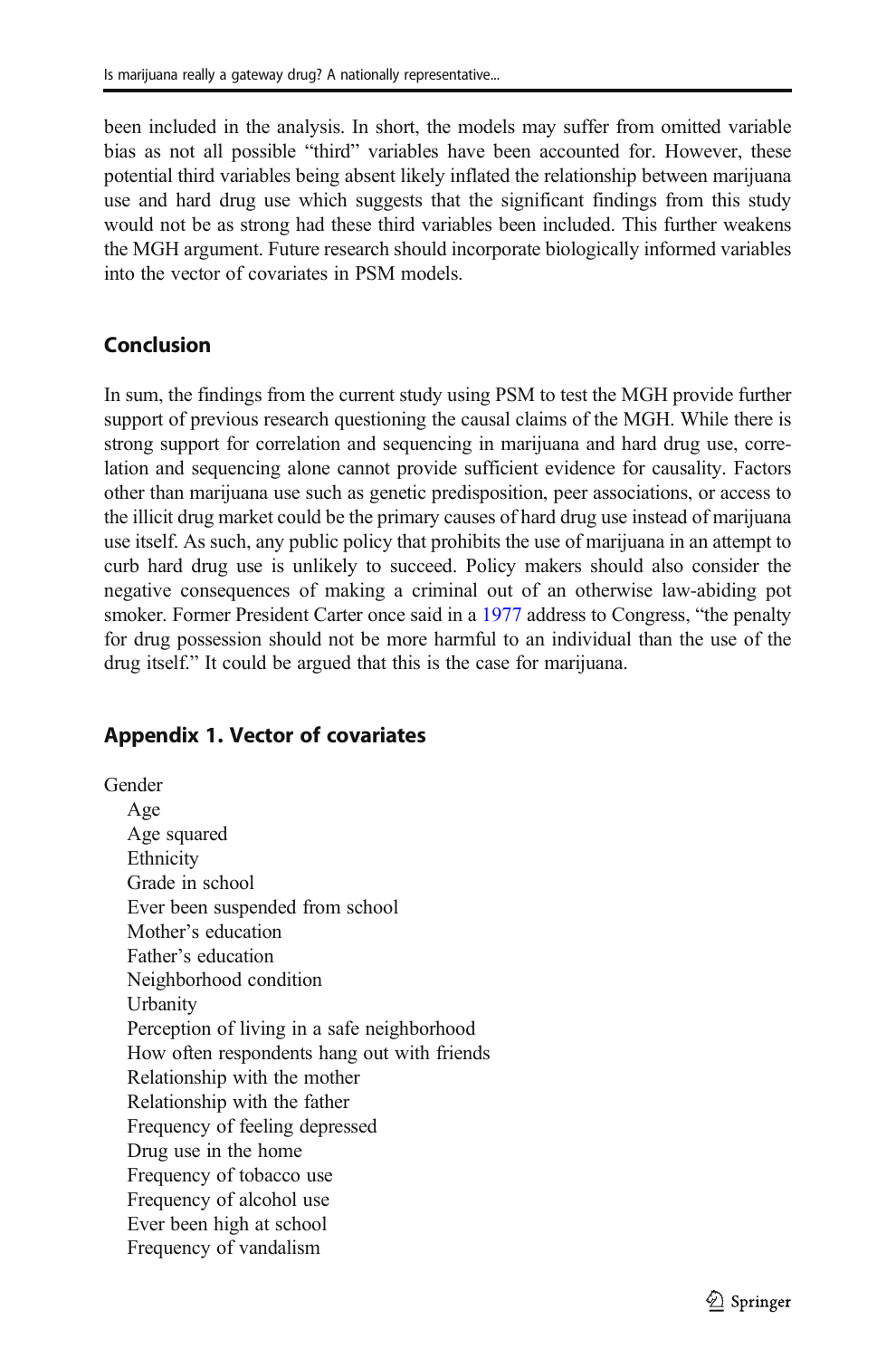been included in the analysis. In short, the models may suffer from omitted variable bias as not all possible "third" variables have been accounted for. However, these potential third variables being absent likely inflated the relationship between marijuana use and hard drug use which suggests that the significant findings from this study would not be as strong had these third variables been included. This further weakens the MGH argument. Future research should incorporate biologically informed variables into the vector of covariates in PSM models.

## Conclusion

In sum, the findings from the current study using PSM to test the MGH provide further support of previous research questioning the causal claims of the MGH. While there is strong support for correlation and sequencing in marijuana and hard drug use, correlation and sequencing alone cannot provide sufficient evidence for causality. Factors other than marijuana use such as genetic predisposition, peer associations, or access to the illicit drug market could be the primary causes of hard drug use instead of marijuana use itself. As such, any public policy that prohibits the use of marijuana in an attempt to curb hard drug use is unlikely to succeed. Policy makers should also consider the negative consequences of making a criminal out of an otherwise law-abiding pot smoker. Former President Carter once said in a 1977 address to Congress, "the penalty for drug possession should not be more harmful to an individual than the use of the drug itself." It could be argued that this is the case for marijuana.

## Appendix 1. Vector of covariates

Gender
- Age
- Age squared
- Ethnicity
- Grade in school
- Ever been suspended from school
- Mother's education
- Father's education
- Neighborhood condition
- Urbanity
- Perception of living in a safe neighborhood
- How often respondents hang out with friends
- Relationship with the mother
- Relationship with the father
- Frequency of feeling depressed
- Drug use in the home
- Frequency of tobacco use
- Frequency of alcohol use
- Ever been high at school
- Frequency of vandalism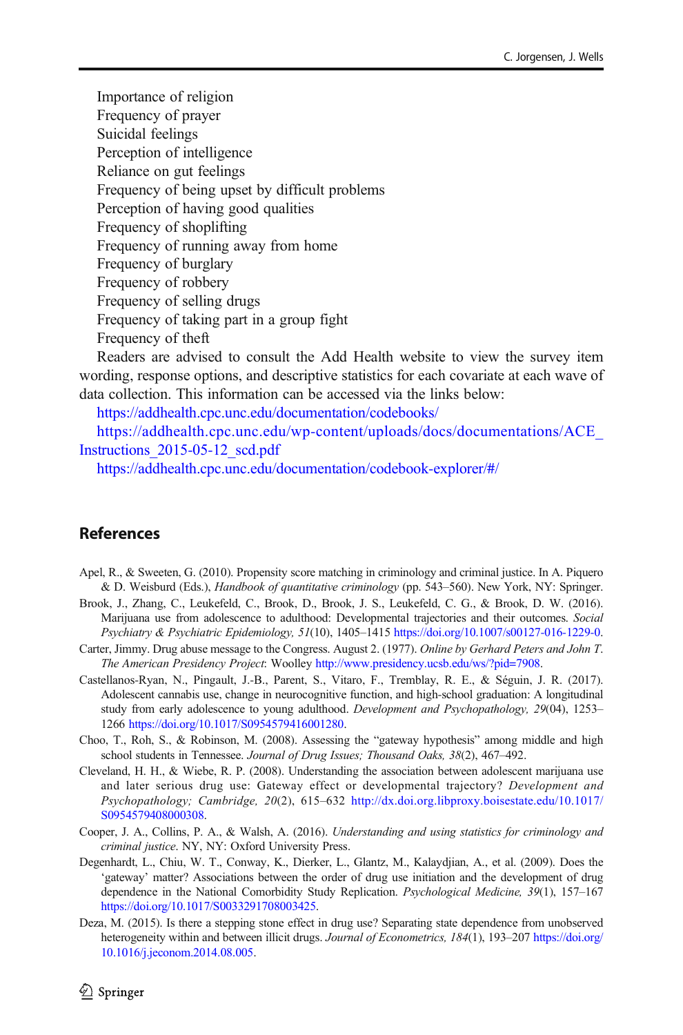Importance of religion
Frequency of prayer
Suicidal feelings
Perception of intelligence
Reliance on gut feelings
Frequency of being upset by difficult problems
Perception of having good qualities
Frequency of shoplifting
Frequency of running away from home
Frequency of burglary
Frequency of robbery
Frequency of selling drugs
Frequency of taking part in a group fight
Frequency of theft

Readers are advised to consult the Add Health website to view the survey item wording, response options, and descriptive statistics for each covariate at each wave of data collection. This information can be accessed via the links below:

https://addhealth.cpc.unc.edu/documentation/codebooks/

https://addhealth.cpc.unc.edu/wp-content/uploads/docs/documentations/ACE_Instructions_2015-05-12_scd.pdf

https://addhealth.cpc.unc.edu/documentation/codebook-explorer/#/

## References

Apel, R., & Sweeten, G. (2010). Propensity score matching in criminology and criminal justice. In A. Piquero & D. Weisburd (Eds.), *Handbook of quantitative criminology* (pp. 543–560). New York, NY: Springer.

Brook, J., Zhang, C., Leukefeld, C., Brook, D., Brook, J. S., Leukefeld, C. G., & Brook, D. W. (2016). Marijuana use from adolescence to adulthood: Developmental trajectories and their outcomes. *Social Psychiatry & Psychiatric Epidemiology, 51*(10), 1405–1415 https://doi.org/10.1007/s00127-016-1229-0.

Carter, Jimmy. Drug abuse message to the Congress. August 2. (1977). *Online by Gerhard Peters and John T. The American Presidency Project*: Woolley http://www.presidency.ucsb.edu/ws/?pid=7908.

Castellanos-Ryan, N., Pingault, J.-B., Parent, S., Vitaro, F., Tremblay, R. E., & Séguin, J. R. (2017). Adolescent cannabis use, change in neurocognitive function, and high-school graduation: A longitudinal study from early adolescence to young adulthood. *Development and Psychopathology, 29*(04), 1253–1266 https://doi.org/10.1017/S0954579416001280.

Choo, T., Roh, S., & Robinson, M. (2008). Assessing the "gateway hypothesis" among middle and high school students in Tennessee. *Journal of Drug Issues; Thousand Oaks, 38*(2), 467–492.

Cleveland, H. H., & Wiebe, R. P. (2008). Understanding the association between adolescent marijuana use and later serious drug use: Gateway effect or developmental trajectory? *Development and Psychopathology; Cambridge, 20*(2), 615–632 http://dx.doi.org.libproxy.boisestate.edu/10.1017/S0954579408000308.

Cooper, J. A., Collins, P. A., & Walsh, A. (2016). *Understanding and using statistics for criminology and criminal justice*. NY, NY: Oxford University Press.

Degenhardt, L., Chiu, W. T., Conway, K., Dierker, L., Glantz, M., Kalaydjian, A., et al. (2009). Does the 'gateway' matter? Associations between the order of drug use initiation and the development of drug dependence in the National Comorbidity Study Replication. *Psychological Medicine, 39*(1), 157–167 https://doi.org/10.1017/S0033291708003425.

Deza, M. (2015). Is there a stepping stone effect in drug use? Separating state dependence from unobserved heterogeneity within and between illicit drugs. *Journal of Econometrics, 184*(1), 193–207 https://doi.org/10.1016/j.jeconom.2014.08.005.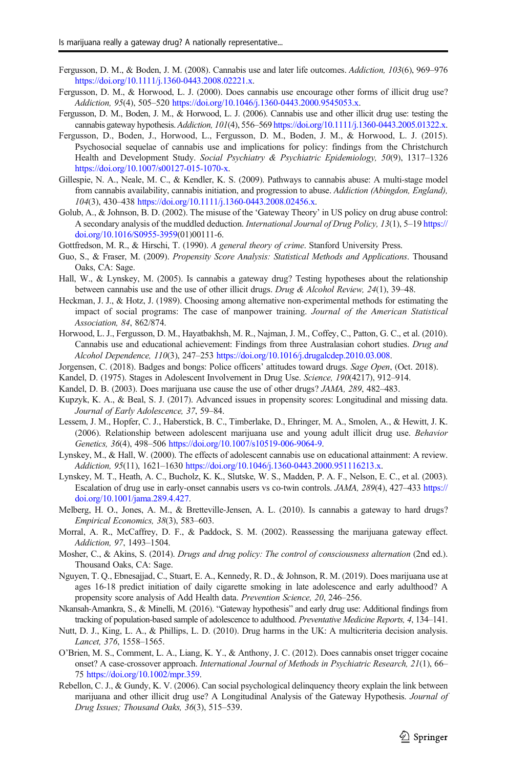Fergusson, D. M., & Boden, J. M. (2008). Cannabis use and later life outcomes. *Addiction, 103*(6), 969–976 https://doi.org/10.1111/j.1360-0443.2008.02221.x.

Fergusson, D. M., & Horwood, L. J. (2000). Does cannabis use encourage other forms of illicit drug use? *Addiction, 95*(4), 505–520 https://doi.org/10.1046/j.1360-0443.2000.9545053.x.

Fergusson, D. M., Boden, J. M., & Horwood, L. J. (2006). Cannabis use and other illicit drug use: testing the cannabis gateway hypothesis. *Addiction, 101*(4), 556–569 https://doi.org/10.1111/j.1360-0443.2005.01322.x.

Fergusson, D., Boden, J., Horwood, L., Fergusson, D. M., Boden, J. M., & Horwood, L. J. (2015). Psychosocial sequelae of cannabis use and implications for policy: findings from the Christchurch Health and Development Study. *Social Psychiatry & Psychiatric Epidemiology, 50*(9), 1317–1326 https://doi.org/10.1007/s00127-015-1070-x.

Gillespie, N. A., Neale, M. C., & Kendler, K. S. (2009). Pathways to cannabis abuse: A multi-stage model from cannabis availability, cannabis initiation, and progression to abuse. *Addiction (Abingdon, England), 104*(3), 430–438 https://doi.org/10.1111/j.1360-0443.2008.02456.x.

Golub, A., & Johnson, B. D. (2002). The misuse of the 'Gateway Theory' in US policy on drug abuse control: A secondary analysis of the muddled deduction. *International Journal of Drug Policy, 13*(1), 5–19 https://doi.org/10.1016/S0955-3959(01)00111-6.

Gottfredson, M. R., & Hirschi, T. (1990). *A general theory of crime*. Stanford University Press.

Guo, S., & Fraser, M. (2009). *Propensity Score Analysis: Statistical Methods and Applications*. Thousand Oaks, CA: Sage.

Hall, W., & Lynskey, M. (2005). Is cannabis a gateway drug? Testing hypotheses about the relationship between cannabis use and the use of other illicit drugs. *Drug & Alcohol Review, 24*(1), 39–48.

Heckman, J. J., & Hotz, J. (1989). Choosing among alternative non-experimental methods for estimating the impact of social programs: The case of manpower training. *Journal of the American Statistical Association, 84*, 862/874.

Horwood, L. J., Fergusson, D. M., Hayatbakhsh, M. R., Najman, J. M., Coffey, C., Patton, G. C., et al. (2010). Cannabis use and educational achievement: Findings from three Australasian cohort studies. *Drug and Alcohol Dependence, 110*(3), 247–253 https://doi.org/10.1016/j.drugalcdep.2010.03.008.

Jorgensen, C. (2018). Badges and bongs: Police officers' attitudes toward drugs. *Sage Open*, (Oct. 2018).

Kandel, D. (1975). Stages in Adolescent Involvement in Drug Use. *Science, 190*(4217), 912–914.

Kandel, D. B. (2003). Does marijuana use cause the use of other drugs? *JAMA, 289*, 482–483.

Kupzyk, K. A., & Beal, S. J. (2017). Advanced issues in propensity scores: Longitudinal and missing data. *Journal of Early Adolescence, 37*, 59–84.

Lessem, J. M., Hopfer, C. J., Haberstick, B. C., Timberlake, D., Ehringer, M. A., Smolen, A., & Hewitt, J. K. (2006). Relationship between adolescent marijuana use and young adult illicit drug use. *Behavior Genetics, 36*(4), 498–506 https://doi.org/10.1007/s10519-006-9064-9.

Lynskey, M., & Hall, W. (2000). The effects of adolescent cannabis use on educational attainment: A review. *Addiction, 95*(11), 1621–1630 https://doi.org/10.1046/j.1360-0443.2000.951116213.x.

Lynskey, M. T., Heath, A. C., Bucholz, K. K., Slutske, W. S., Madden, P. A. F., Nelson, E. C., et al. (2003). Escalation of drug use in early-onset cannabis users vs co-twin controls. *JAMA, 289*(4), 427–433 https://doi.org/10.1001/jama.289.4.427.

Melberg, H. O., Jones, A. M., & Bretteville-Jensen, A. L. (2010). Is cannabis a gateway to hard drugs? *Empirical Economics, 38*(3), 583–603.

Morral, A. R., McCaffrey, D. F., & Paddock, S. M. (2002). Reassessing the marijuana gateway effect. *Addiction, 97*, 1493–1504.

Mosher, C., & Akins, S. (2014). *Drugs and drug policy: The control of consciousness alternation* (2nd ed.). Thousand Oaks, CA: Sage.

Nguyen, T. Q., Ebnesajjad, C., Stuart, E. A., Kennedy, R. D., & Johnson, R. M. (2019). Does marijuana use at ages 16-18 predict initiation of daily cigarette smoking in late adolescence and early adulthood? A propensity score analysis of Add Health data. *Prevention Science, 20*, 246–256.

Nkansah-Amankra, S., & Minelli, M. (2016). "Gateway hypothesis" and early drug use: Additional findings from tracking of population-based sample of adolescence to adulthood. *Preventative Medicine Reports, 4*, 134–141.

Nutt, D. J., King, L. A., & Phillips, L. D. (2010). Drug harms in the UK: A multicriteria decision analysis. *Lancet, 376*, 1558–1565.

O'Brien, M. S., Comment, L. A., Liang, K. Y., & Anthony, J. C. (2012). Does cannabis onset trigger cocaine onset? A case-crossover approach. *International Journal of Methods in Psychiatric Research, 21*(1), 66–75 https://doi.org/10.1002/mpr.359.

Rebellon, C. J., & Gundy, K. V. (2006). Can social psychological delinquency theory explain the link between marijuana and other illicit drug use? A Longitudinal Analysis of the Gateway Hypothesis. *Journal of Drug Issues; Thousand Oaks, 36*(3), 515–539.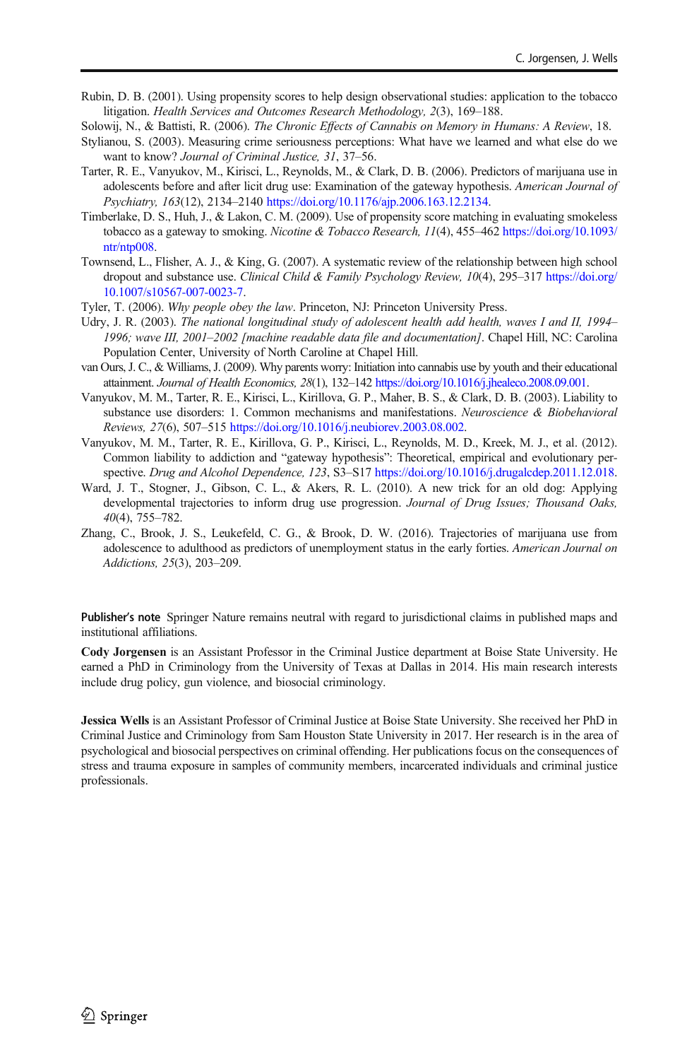Rubin, D. B. (2001). Using propensity scores to help design observational studies: application to the tobacco litigation. *Health Services and Outcomes Research Methodology, 2*(3), 169–188.

Solowij, N., & Battisti, R. (2006). *The Chronic Effects of Cannabis on Memory in Humans: A Review*, 18.

Stylianou, S. (2003). Measuring crime seriousness perceptions: What have we learned and what else do we want to know? *Journal of Criminal Justice, 31*, 37–56.

Tarter, R. E., Vanyukov, M., Kirisci, L., Reynolds, M., & Clark, D. B. (2006). Predictors of marijuana use in adolescents before and after licit drug use: Examination of the gateway hypothesis. *American Journal of Psychiatry, 163*(12), 2134–2140 https://doi.org/10.1176/ajp.2006.163.12.2134.

Timberlake, D. S., Huh, J., & Lakon, C. M. (2009). Use of propensity score matching in evaluating smokeless tobacco as a gateway to smoking. *Nicotine & Tobacco Research, 11*(4), 455–462 https://doi.org/10.1093/ntr/ntp008.

Townsend, L., Flisher, A. J., & King, G. (2007). A systematic review of the relationship between high school dropout and substance use. *Clinical Child & Family Psychology Review, 10*(4), 295–317 https://doi.org/10.1007/s10567-007-0023-7.

Tyler, T. (2006). *Why people obey the law*. Princeton, NJ: Princeton University Press.

Udry, J. R. (2003). *The national longitudinal study of adolescent health add health, waves I and II, 1994–1996; wave III, 2001–2002 [machine readable data file and documentation]*. Chapel Hill, NC: Carolina Population Center, University of North Caroline at Chapel Hill.

van Ours, J. C., & Williams, J. (2009). Why parents worry: Initiation into cannabis use by youth and their educational attainment. *Journal of Health Economics, 28*(1), 132–142 https://doi.org/10.1016/j.jhealeco.2008.09.001.

Vanyukov, M. M., Tarter, R. E., Kirisci, L., Kirillova, G. P., Maher, B. S., & Clark, D. B. (2003). Liability to substance use disorders: 1. Common mechanisms and manifestations. *Neuroscience & Biobehavioral Reviews, 27*(6), 507–515 https://doi.org/10.1016/j.neubiorev.2003.08.002.

Vanyukov, M. M., Tarter, R. E., Kirillova, G. P., Kirisci, L., Reynolds, M. D., Kreek, M. J., et al. (2012). Common liability to addiction and "gateway hypothesis": Theoretical, empirical and evolutionary perspective. *Drug and Alcohol Dependence, 123*, S3–S17 https://doi.org/10.1016/j.drugalcdep.2011.12.018.

Ward, J. T., Stogner, J., Gibson, C. L., & Akers, R. L. (2010). A new trick for an old dog: Applying developmental trajectories to inform drug use progression. *Journal of Drug Issues; Thousand Oaks, 40*(4), 755–782.

Zhang, C., Brook, J. S., Leukefeld, C. G., & Brook, D. W. (2016). Trajectories of marijuana use from adolescence to adulthood as predictors of unemployment status in the early forties. *American Journal on Addictions, 25*(3), 203–209.

**Publisher's note** Springer Nature remains neutral with regard to jurisdictional claims in published maps and institutional affiliations.

**Cody Jorgensen** is an Assistant Professor in the Criminal Justice department at Boise State University. He earned a PhD in Criminology from the University of Texas at Dallas in 2014. His main research interests include drug policy, gun violence, and biosocial criminology.

**Jessica Wells** is an Assistant Professor of Criminal Justice at Boise State University. She received her PhD in Criminal Justice and Criminology from Sam Houston State University in 2017. Her research is in the area of psychological and biosocial perspectives on criminal offending. Her publications focus on the consequences of stress and trauma exposure in samples of community members, incarcerated individuals and criminal justice professionals.